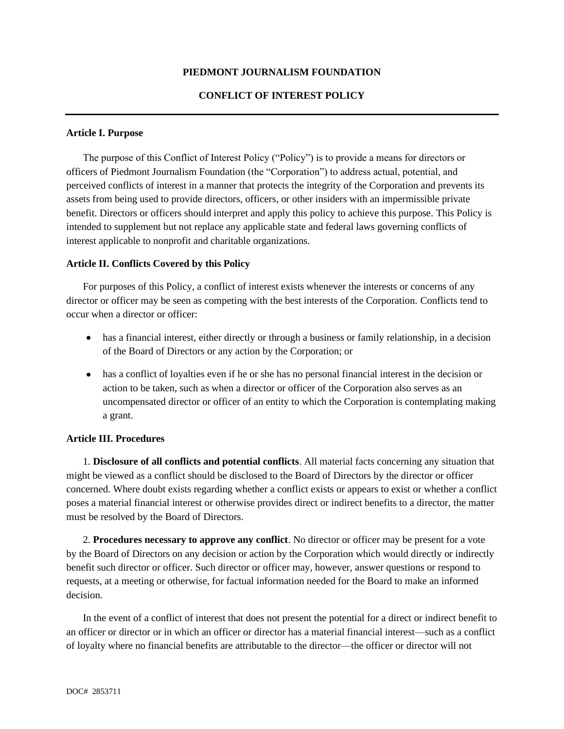**PIEDMONT JOURNALISM FOUNDATION**

**CONFLICT OF INTEREST POLICY**

---

**Article I. Purpose**

The purpose of this Conflict of Interest Policy ("Policy") is to provide a means for directors or officers of Piedmont Journalism Foundation (the "Corporation") to address actual, potential, and perceived conflicts of interest in a manner that protects the integrity of the Corporation and prevents its assets from being used to provide directors, officers, or other insiders with an impermissible private benefit. Directors or officers should interpret and apply this policy to achieve this purpose. This Policy is intended to supplement but not replace any applicable state and federal laws governing conflicts of interest applicable to nonprofit and charitable organizations.

**Article II. Conflicts Covered by this Policy**

For purposes of this Policy, a conflict of interest exists whenever the interests or concerns of any director or officer may be seen as competing with the best interests of the Corporation. Conflicts tend to occur when a director or officer:

- has a financial interest, either directly or through a business or family relationship, in a decision of the Board of Directors or any action by the Corporation; or
- has a conflict of loyalties even if he or she has no personal financial interest in the decision or action to be taken, such as when a director or officer of the Corporation also serves as an uncompensated director or officer of an entity to which the Corporation is contemplating making a grant.

**Article III. Procedures**

1. **Disclosure of all conflicts and potential conflicts**. All material facts concerning any situation that might be viewed as a conflict should be disclosed to the Board of Directors by the director or officer concerned. Where doubt exists regarding whether a conflict exists or appears to exist or whether a conflict poses a material financial interest or otherwise provides direct or indirect benefits to a director, the matter must be resolved by the Board of Directors.

2. **Procedures necessary to approve any conflict**. No director or officer may be present for a vote by the Board of Directors on any decision or action by the Corporation which would directly or indirectly benefit such director or officer. Such director or officer may, however, answer questions or respond to requests, at a meeting or otherwise, for factual information needed for the Board to make an informed decision.

In the event of a conflict of interest that does not present the potential for a direct or indirect benefit to an officer or director or in which an officer or director has a material financial interest—such as a conflict of loyalty where no financial benefits are attributable to the director—the officer or director will not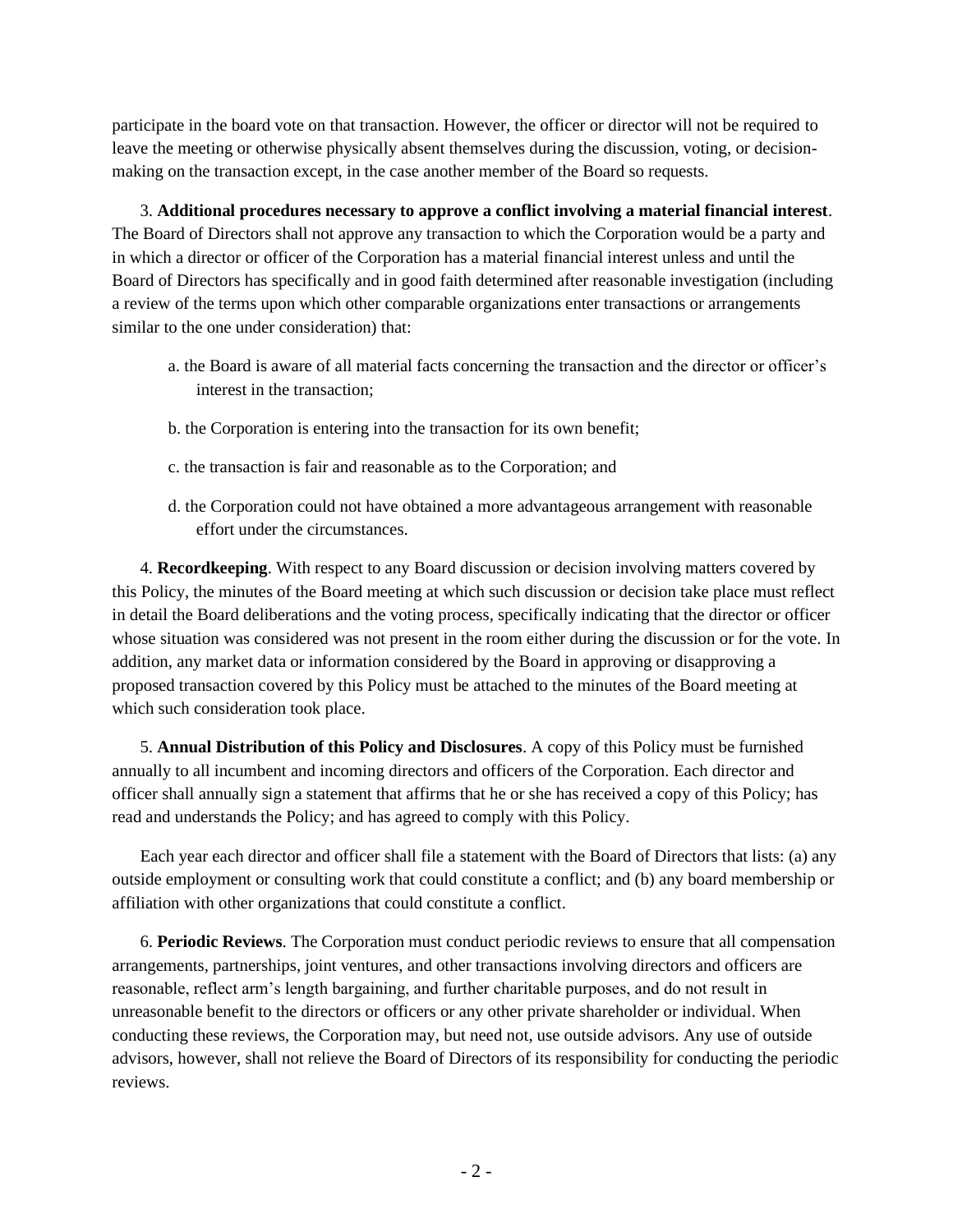participate in the board vote on that transaction. However, the officer or director will not be required to leave the meeting or otherwise physically absent themselves during the discussion, voting, or decision-making on the transaction except, in the case another member of the Board so requests.

3. **Additional procedures necessary to approve a conflict involving a material financial interest**. The Board of Directors shall not approve any transaction to which the Corporation would be a party and in which a director or officer of the Corporation has a material financial interest unless and until the Board of Directors has specifically and in good faith determined after reasonable investigation (including a review of the terms upon which other comparable organizations enter transactions or arrangements similar to the one under consideration) that:

a. the Board is aware of all material facts concerning the transaction and the director or officer's interest in the transaction;

b. the Corporation is entering into the transaction for its own benefit;

c. the transaction is fair and reasonable as to the Corporation; and

d. the Corporation could not have obtained a more advantageous arrangement with reasonable effort under the circumstances.

4. **Recordkeeping**. With respect to any Board discussion or decision involving matters covered by this Policy, the minutes of the Board meeting at which such discussion or decision take place must reflect in detail the Board deliberations and the voting process, specifically indicating that the director or officer whose situation was considered was not present in the room either during the discussion or for the vote. In addition, any market data or information considered by the Board in approving or disapproving a proposed transaction covered by this Policy must be attached to the minutes of the Board meeting at which such consideration took place.

5. **Annual Distribution of this Policy and Disclosures**. A copy of this Policy must be furnished annually to all incumbent and incoming directors and officers of the Corporation. Each director and officer shall annually sign a statement that affirms that he or she has received a copy of this Policy; has read and understands the Policy; and has agreed to comply with this Policy.

Each year each director and officer shall file a statement with the Board of Directors that lists: (a) any outside employment or consulting work that could constitute a conflict; and (b) any board membership or affiliation with other organizations that could constitute a conflict.

6. **Periodic Reviews**. The Corporation must conduct periodic reviews to ensure that all compensation arrangements, partnerships, joint ventures, and other transactions involving directors and officers are reasonable, reflect arm's length bargaining, and further charitable purposes, and do not result in unreasonable benefit to the directors or officers or any other private shareholder or individual. When conducting these reviews, the Corporation may, but need not, use outside advisors. Any use of outside advisors, however, shall not relieve the Board of Directors of its responsibility for conducting the periodic reviews.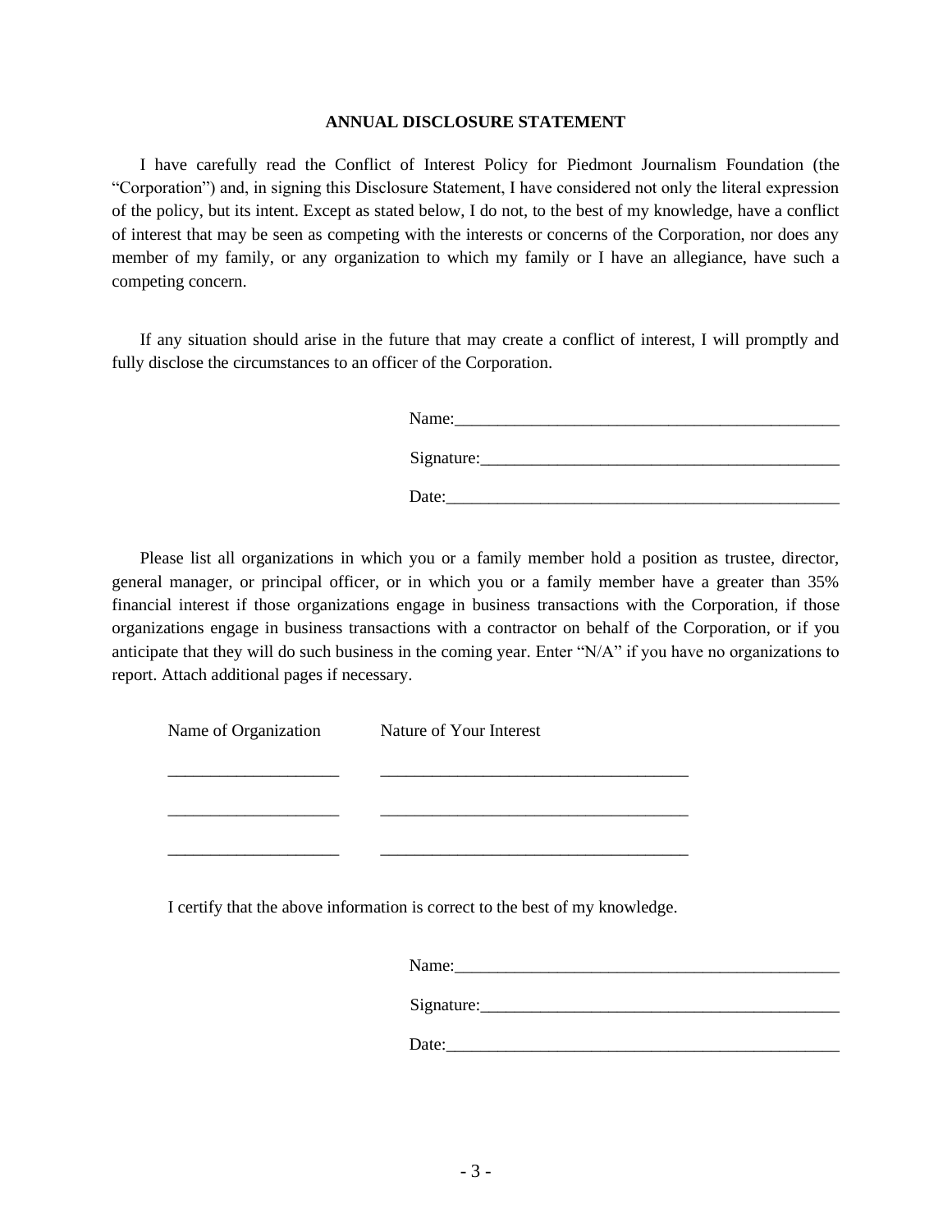## ANNUAL DISCLOSURE STATEMENT

I have carefully read the Conflict of Interest Policy for Piedmont Journalism Foundation (the "Corporation") and, in signing this Disclosure Statement, I have considered not only the literal expression of the policy, but its intent. Except as stated below, I do not, to the best of my knowledge, have a conflict of interest that may be seen as competing with the interests or concerns of the Corporation, nor does any member of my family, or any organization to which my family or I have an allegiance, have such a competing concern.

If any situation should arise in the future that may create a conflict of interest, I will promptly and fully disclose the circumstances to an officer of the Corporation.

Name:_______________________________________________

Signature:___________________________________________

Date:________________________________________________

Please list all organizations in which you or a family member hold a position as trustee, director, general manager, or principal officer, or in which you or a family member have a greater than 35% financial interest if those organizations engage in business transactions with the Corporation, if those organizations engage in business transactions with a contractor on behalf of the Corporation, or if you anticipate that they will do such business in the coming year. Enter "N/A" if you have no organizations to report. Attach additional pages if necessary.

| Name of Organization | Nature of Your Interest |
| --- | --- |
| ____________________ | ____________________________________ |
| ____________________ | ____________________________________ |
| ____________________ | ____________________________________ |

I certify that the above information is correct to the best of my knowledge.

Name:_______________________________________________

Signature:___________________________________________

Date:________________________________________________